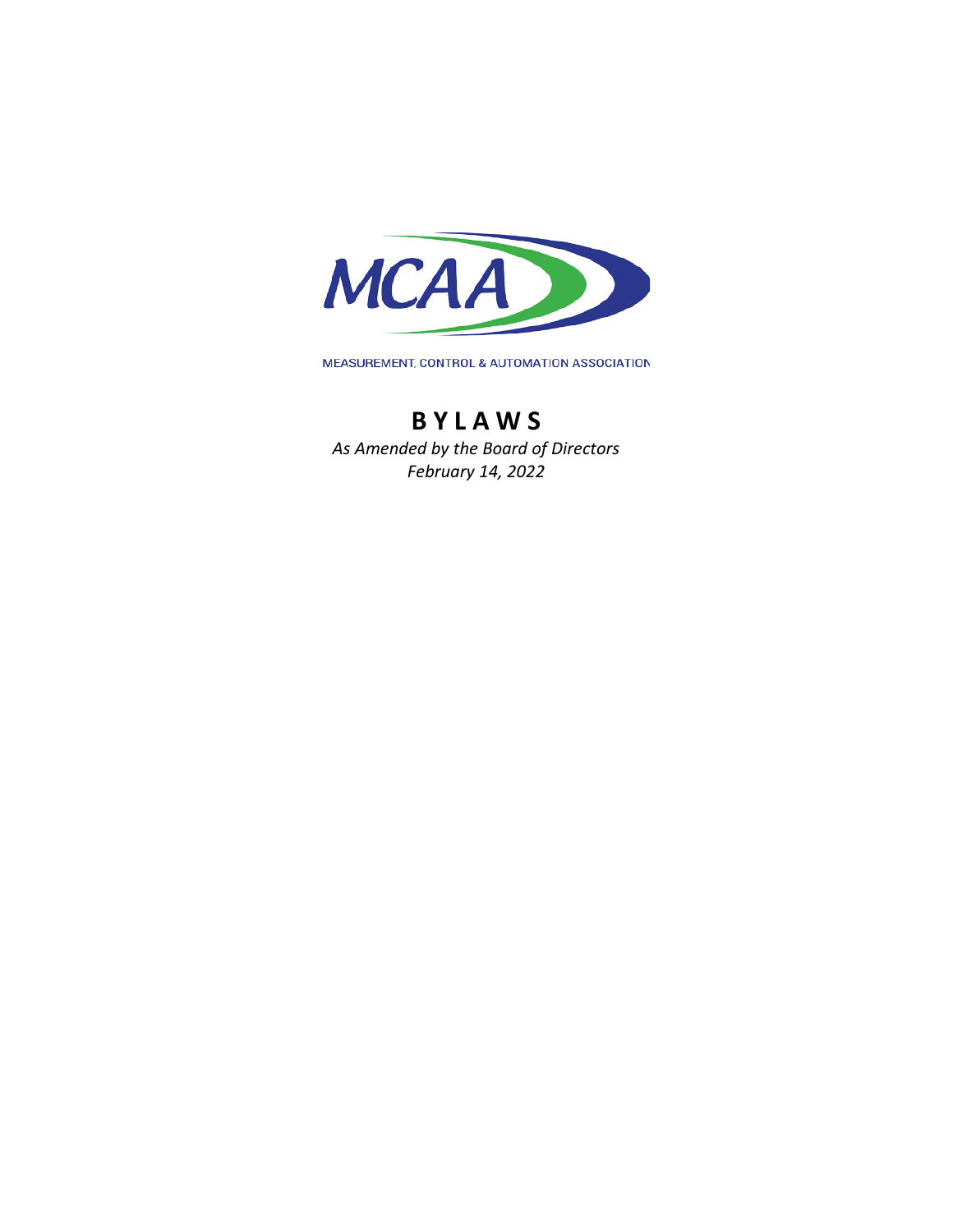MCAA

MEASUREMENT, CONTROL & AUTOMATION ASSOCIATION

# B Y L A W S

*As Amended by the Board of Directors*
*February 14, 2022*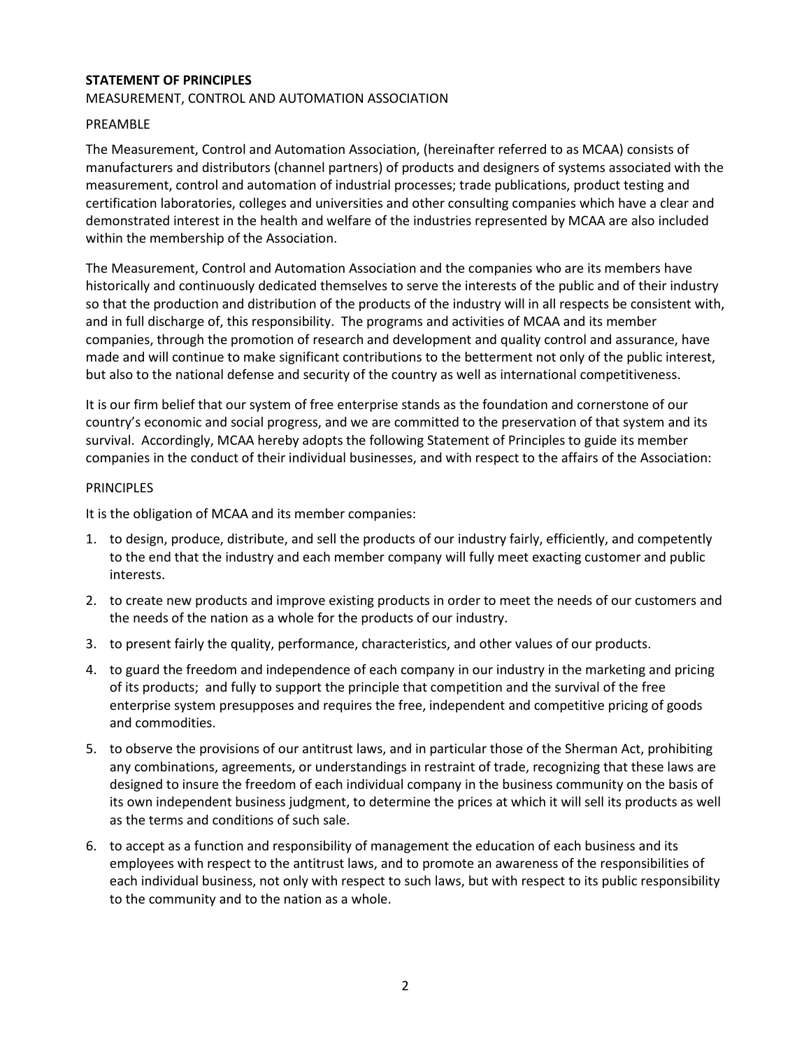**STATEMENT OF PRINCIPLES**

MEASUREMENT, CONTROL AND AUTOMATION ASSOCIATION

PREAMBLE

The Measurement, Control and Automation Association, (hereinafter referred to as MCAA) consists of manufacturers and distributors (channel partners) of products and designers of systems associated with the measurement, control and automation of industrial processes; trade publications, product testing and certification laboratories, colleges and universities and other consulting companies which have a clear and demonstrated interest in the health and welfare of the industries represented by MCAA are also included within the membership of the Association.

The Measurement, Control and Automation Association and the companies who are its members have historically and continuously dedicated themselves to serve the interests of the public and of their industry so that the production and distribution of the products of the industry will in all respects be consistent with, and in full discharge of, this responsibility. The programs and activities of MCAA and its member companies, through the promotion of research and development and quality control and assurance, have made and will continue to make significant contributions to the betterment not only of the public interest, but also to the national defense and security of the country as well as international competitiveness.

It is our firm belief that our system of free enterprise stands as the foundation and cornerstone of our country's economic and social progress, and we are committed to the preservation of that system and its survival. Accordingly, MCAA hereby adopts the following Statement of Principles to guide its member companies in the conduct of their individual businesses, and with respect to the affairs of the Association:

PRINCIPLES

It is the obligation of MCAA and its member companies:

1. to design, produce, distribute, and sell the products of our industry fairly, efficiently, and competently to the end that the industry and each member company will fully meet exacting customer and public interests.
2. to create new products and improve existing products in order to meet the needs of our customers and the needs of the nation as a whole for the products of our industry.
3. to present fairly the quality, performance, characteristics, and other values of our products.
4. to guard the freedom and independence of each company in our industry in the marketing and pricing of its products; and fully to support the principle that competition and the survival of the free enterprise system presupposes and requires the free, independent and competitive pricing of goods and commodities.
5. to observe the provisions of our antitrust laws, and in particular those of the Sherman Act, prohibiting any combinations, agreements, or understandings in restraint of trade, recognizing that these laws are designed to insure the freedom of each individual company in the business community on the basis of its own independent business judgment, to determine the prices at which it will sell its products as well as the terms and conditions of such sale.
6. to accept as a function and responsibility of management the education of each business and its employees with respect to the antitrust laws, and to promote an awareness of the responsibilities of each individual business, not only with respect to such laws, but with respect to its public responsibility to the community and to the nation as a whole.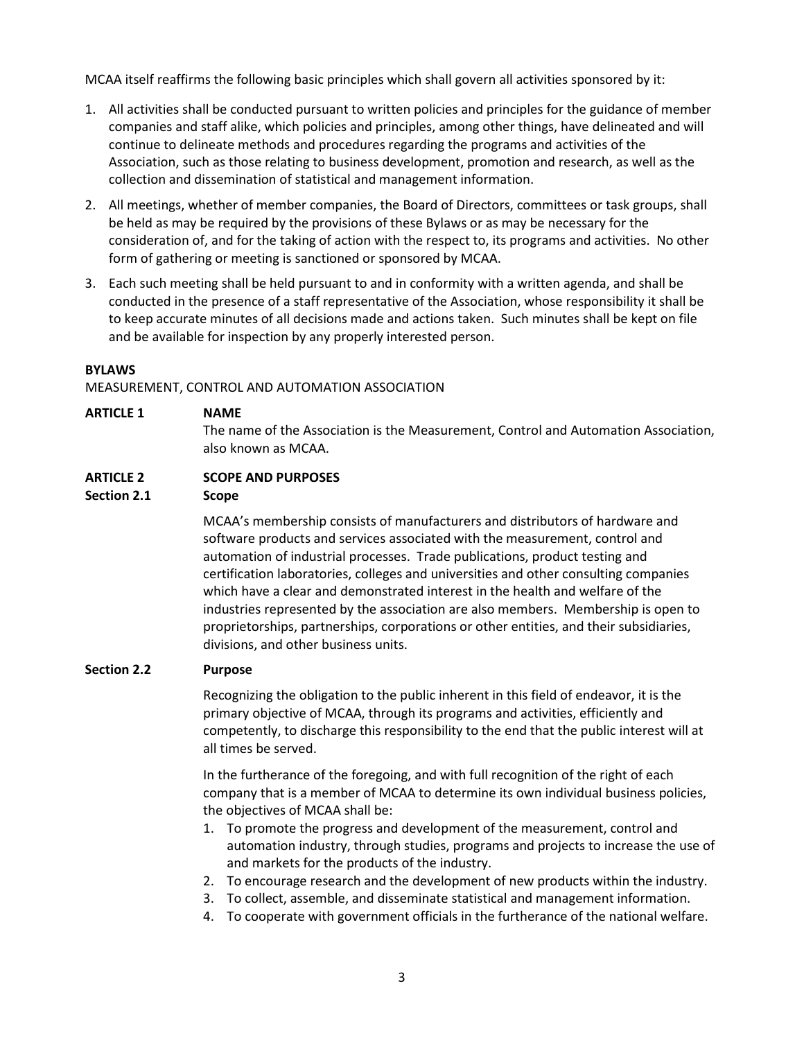MCAA itself reaffirms the following basic principles which shall govern all activities sponsored by it:

1. All activities shall be conducted pursuant to written policies and principles for the guidance of member companies and staff alike, which policies and principles, among other things, have delineated and will continue to delineate methods and procedures regarding the programs and activities of the Association, such as those relating to business development, promotion and research, as well as the collection and dissemination of statistical and management information.
2. All meetings, whether of member companies, the Board of Directors, committees or task groups, shall be held as may be required by the provisions of these Bylaws or as may be necessary for the consideration of, and for the taking of action with the respect to, its programs and activities. No other form of gathering or meeting is sanctioned or sponsored by MCAA.
3. Each such meeting shall be held pursuant to and in conformity with a written agenda, and shall be conducted in the presence of a staff representative of the Association, whose responsibility it shall be to keep accurate minutes of all decisions made and actions taken. Such minutes shall be kept on file and be available for inspection by any properly interested person.

**BYLAWS**

MEASUREMENT, CONTROL AND AUTOMATION ASSOCIATION

**ARTICLE 1 NAME**

The name of the Association is the Measurement, Control and Automation Association, also known as MCAA.

**ARTICLE 2 SCOPE AND PURPOSES**

**Section 2.1 Scope**

MCAA's membership consists of manufacturers and distributors of hardware and software products and services associated with the measurement, control and automation of industrial processes. Trade publications, product testing and certification laboratories, colleges and universities and other consulting companies which have a clear and demonstrated interest in the health and welfare of the industries represented by the association are also members. Membership is open to proprietorships, partnerships, corporations or other entities, and their subsidiaries, divisions, and other business units.

**Section 2.2 Purpose**

Recognizing the obligation to the public inherent in this field of endeavor, it is the primary objective of MCAA, through its programs and activities, efficiently and competently, to discharge this responsibility to the end that the public interest will at all times be served.

In the furtherance of the foregoing, and with full recognition of the right of each company that is a member of MCAA to determine its own individual business policies, the objectives of MCAA shall be:

1. To promote the progress and development of the measurement, control and automation industry, through studies, programs and projects to increase the use of and markets for the products of the industry.
2. To encourage research and the development of new products within the industry.
3. To collect, assemble, and disseminate statistical and management information.
4. To cooperate with government officials in the furtherance of the national welfare.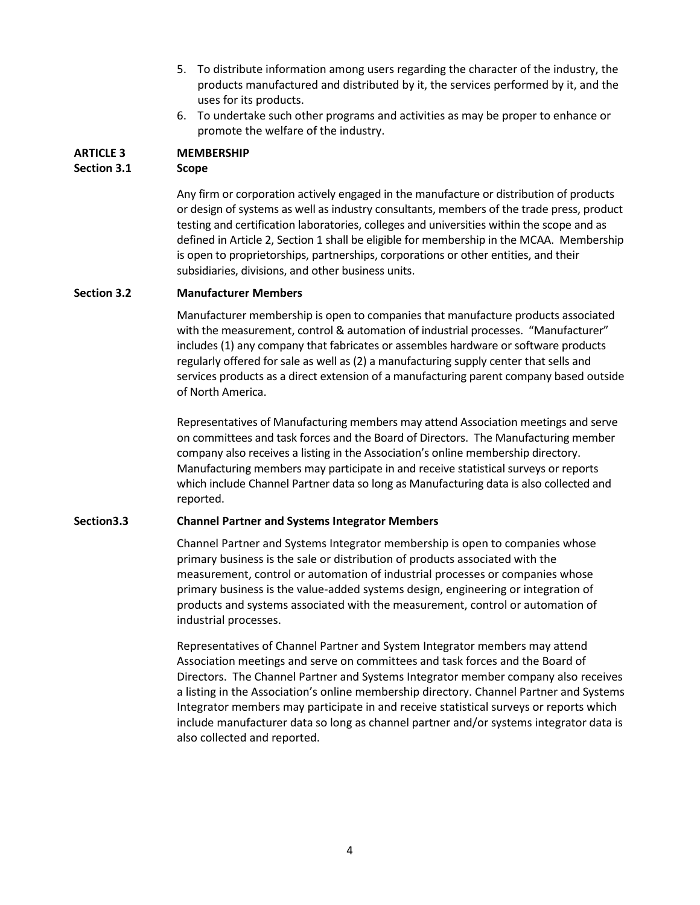5. To distribute information among users regarding the character of the industry, the products manufactured and distributed by it, the services performed by it, and the uses for its products.
6. To undertake such other programs and activities as may be proper to enhance or promote the welfare of the industry.

## ARTICLE 3 MEMBERSHIP

### Section 3.1 Scope

Any firm or corporation actively engaged in the manufacture or distribution of products or design of systems as well as industry consultants, members of the trade press, product testing and certification laboratories, colleges and universities within the scope and as defined in Article 2, Section 1 shall be eligible for membership in the MCAA. Membership is open to proprietorships, partnerships, corporations or other entities, and their subsidiaries, divisions, and other business units.

### Section 3.2 Manufacturer Members

Manufacturer membership is open to companies that manufacture products associated with the measurement, control & automation of industrial processes. "Manufacturer" includes (1) any company that fabricates or assembles hardware or software products regularly offered for sale as well as (2) a manufacturing supply center that sells and services products as a direct extension of a manufacturing parent company based outside of North America.

Representatives of Manufacturing members may attend Association meetings and serve on committees and task forces and the Board of Directors. The Manufacturing member company also receives a listing in the Association's online membership directory. Manufacturing members may participate in and receive statistical surveys or reports which include Channel Partner data so long as Manufacturing data is also collected and reported.

### Section3.3 Channel Partner and Systems Integrator Members

Channel Partner and Systems Integrator membership is open to companies whose primary business is the sale or distribution of products associated with the measurement, control or automation of industrial processes or companies whose primary business is the value-added systems design, engineering or integration of products and systems associated with the measurement, control or automation of industrial processes.

Representatives of Channel Partner and System Integrator members may attend Association meetings and serve on committees and task forces and the Board of Directors. The Channel Partner and Systems Integrator member company also receives a listing in the Association's online membership directory. Channel Partner and Systems Integrator members may participate in and receive statistical surveys or reports which include manufacturer data so long as channel partner and/or systems integrator data is also collected and reported.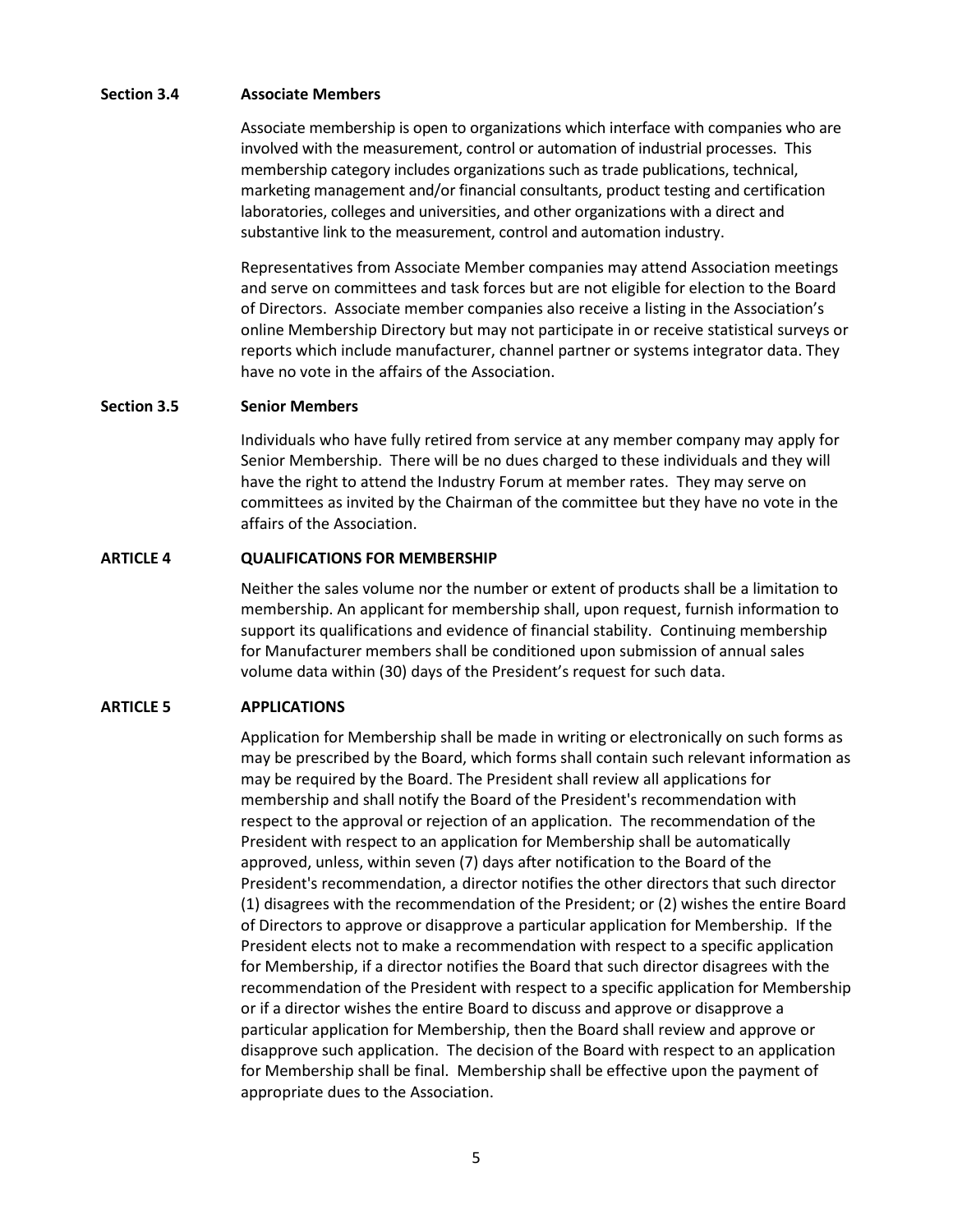### Section 3.4 Associate Members

Associate membership is open to organizations which interface with companies who are involved with the measurement, control or automation of industrial processes. This membership category includes organizations such as trade publications, technical, marketing management and/or financial consultants, product testing and certification laboratories, colleges and universities, and other organizations with a direct and substantive link to the measurement, control and automation industry.

Representatives from Associate Member companies may attend Association meetings and serve on committees and task forces but are not eligible for election to the Board of Directors. Associate member companies also receive a listing in the Association's online Membership Directory but may not participate in or receive statistical surveys or reports which include manufacturer, channel partner or systems integrator data. They have no vote in the affairs of the Association.

### Section 3.5 Senior Members

Individuals who have fully retired from service at any member company may apply for Senior Membership. There will be no dues charged to these individuals and they will have the right to attend the Industry Forum at member rates. They may serve on committees as invited by the Chairman of the committee but they have no vote in the affairs of the Association.

## ARTICLE 4 QUALIFICATIONS FOR MEMBERSHIP

Neither the sales volume nor the number or extent of products shall be a limitation to membership. An applicant for membership shall, upon request, furnish information to support its qualifications and evidence of financial stability. Continuing membership for Manufacturer members shall be conditioned upon submission of annual sales volume data within (30) days of the President's request for such data.

## ARTICLE 5 APPLICATIONS

Application for Membership shall be made in writing or electronically on such forms as may be prescribed by the Board, which forms shall contain such relevant information as may be required by the Board. The President shall review all applications for membership and shall notify the Board of the President's recommendation with respect to the approval or rejection of an application. The recommendation of the President with respect to an application for Membership shall be automatically approved, unless, within seven (7) days after notification to the Board of the President's recommendation, a director notifies the other directors that such director (1) disagrees with the recommendation of the President; or (2) wishes the entire Board of Directors to approve or disapprove a particular application for Membership. If the President elects not to make a recommendation with respect to a specific application for Membership, if a director notifies the Board that such director disagrees with the recommendation of the President with respect to a specific application for Membership or if a director wishes the entire Board to discuss and approve or disapprove a particular application for Membership, then the Board shall review and approve or disapprove such application. The decision of the Board with respect to an application for Membership shall be final. Membership shall be effective upon the payment of appropriate dues to the Association.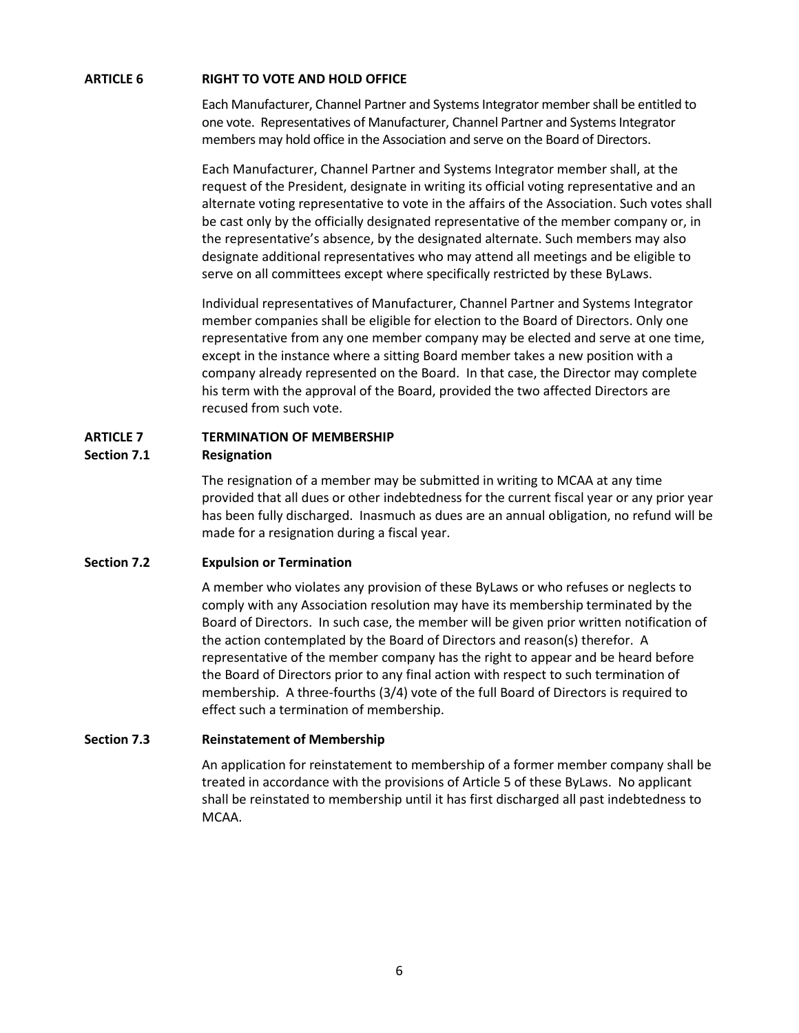## ARTICLE 6 RIGHT TO VOTE AND HOLD OFFICE

Each Manufacturer, Channel Partner and Systems Integrator member shall be entitled to one vote. Representatives of Manufacturer, Channel Partner and Systems Integrator members may hold office in the Association and serve on the Board of Directors.

Each Manufacturer, Channel Partner and Systems Integrator member shall, at the request of the President, designate in writing its official voting representative and an alternate voting representative to vote in the affairs of the Association. Such votes shall be cast only by the officially designated representative of the member company or, in the representative's absence, by the designated alternate. Such members may also designate additional representatives who may attend all meetings and be eligible to serve on all committees except where specifically restricted by these ByLaws.

Individual representatives of Manufacturer, Channel Partner and Systems Integrator member companies shall be eligible for election to the Board of Directors. Only one representative from any one member company may be elected and serve at one time, except in the instance where a sitting Board member takes a new position with a company already represented on the Board. In that case, the Director may complete his term with the approval of the Board, provided the two affected Directors are recused from such vote.

## ARTICLE 7 TERMINATION OF MEMBERSHIP

### Section 7.1 Resignation

The resignation of a member may be submitted in writing to MCAA at any time provided that all dues or other indebtedness for the current fiscal year or any prior year has been fully discharged. Inasmuch as dues are an annual obligation, no refund will be made for a resignation during a fiscal year.

### Section 7.2 Expulsion or Termination

A member who violates any provision of these ByLaws or who refuses or neglects to comply with any Association resolution may have its membership terminated by the Board of Directors. In such case, the member will be given prior written notification of the action contemplated by the Board of Directors and reason(s) therefor. A representative of the member company has the right to appear and be heard before the Board of Directors prior to any final action with respect to such termination of membership. A three-fourths (3/4) vote of the full Board of Directors is required to effect such a termination of membership.

### Section 7.3 Reinstatement of Membership

An application for reinstatement to membership of a former member company shall be treated in accordance with the provisions of Article 5 of these ByLaws. No applicant shall be reinstated to membership until it has first discharged all past indebtedness to MCAA.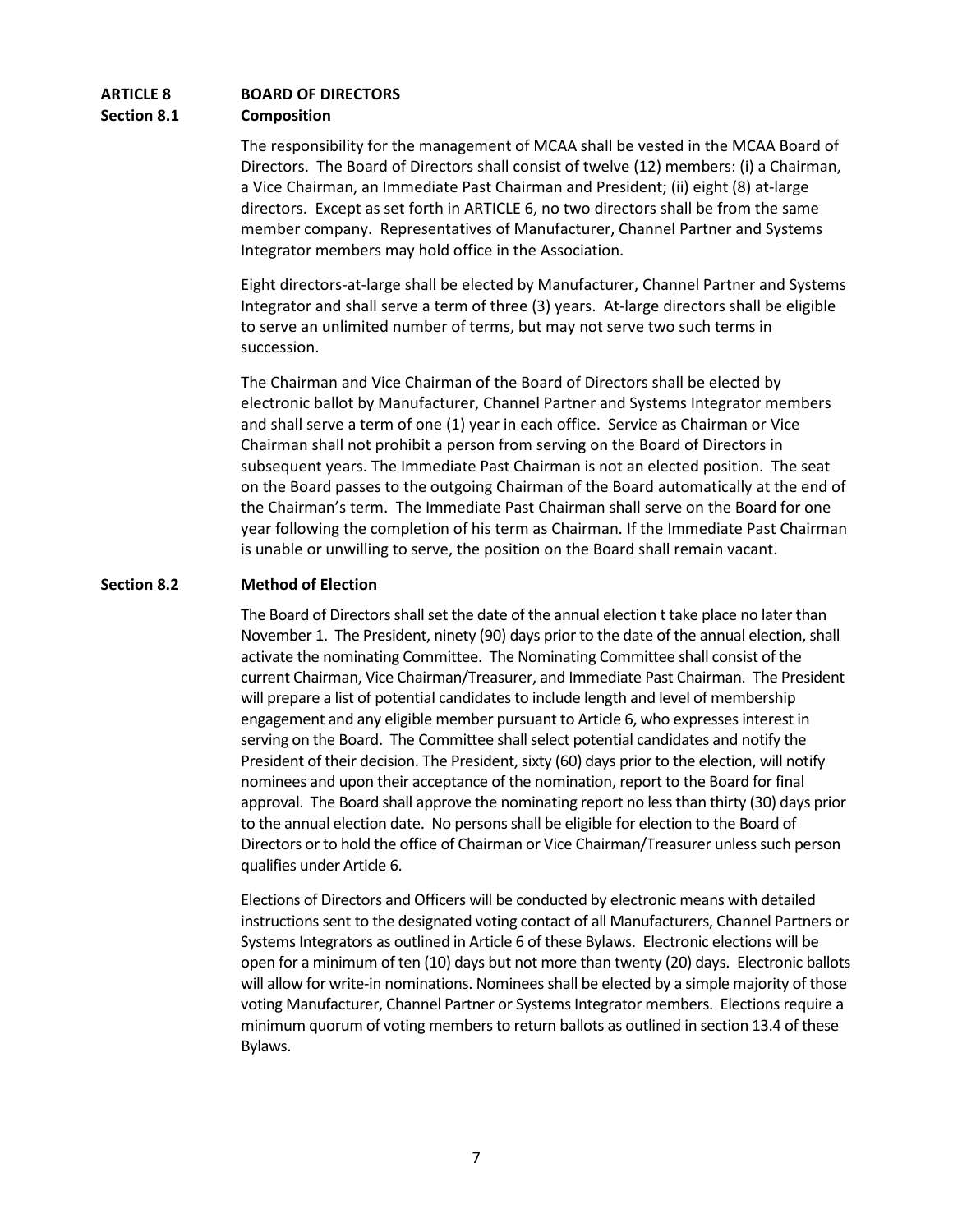## ARTICLE 8 BOARD OF DIRECTORS

### Section 8.1 Composition

The responsibility for the management of MCAA shall be vested in the MCAA Board of Directors. The Board of Directors shall consist of twelve (12) members: (i) a Chairman, a Vice Chairman, an Immediate Past Chairman and President; (ii) eight (8) at-large directors. Except as set forth in ARTICLE 6, no two directors shall be from the same member company. Representatives of Manufacturer, Channel Partner and Systems Integrator members may hold office in the Association.

Eight directors-at-large shall be elected by Manufacturer, Channel Partner and Systems Integrator and shall serve a term of three (3) years. At-large directors shall be eligible to serve an unlimited number of terms, but may not serve two such terms in succession.

The Chairman and Vice Chairman of the Board of Directors shall be elected by electronic ballot by Manufacturer, Channel Partner and Systems Integrator members and shall serve a term of one (1) year in each office. Service as Chairman or Vice Chairman shall not prohibit a person from serving on the Board of Directors in subsequent years. The Immediate Past Chairman is not an elected position. The seat on the Board passes to the outgoing Chairman of the Board automatically at the end of the Chairman's term. The Immediate Past Chairman shall serve on the Board for one year following the completion of his term as Chairman. If the Immediate Past Chairman is unable or unwilling to serve, the position on the Board shall remain vacant.

### Section 8.2 Method of Election

The Board of Directors shall set the date of the annual election t take place no later than November 1. The President, ninety (90) days prior to the date of the annual election, shall activate the nominating Committee. The Nominating Committee shall consist of the current Chairman, Vice Chairman/Treasurer, and Immediate Past Chairman. The President will prepare a list of potential candidates to include length and level of membership engagement and any eligible member pursuant to Article 6, who expresses interest in serving on the Board. The Committee shall select potential candidates and notify the President of their decision. The President, sixty (60) days prior to the election, will notify nominees and upon their acceptance of the nomination, report to the Board for final approval. The Board shall approve the nominating report no less than thirty (30) days prior to the annual election date. No persons shall be eligible for election to the Board of Directors or to hold the office of Chairman or Vice Chairman/Treasurer unless such person qualifies under Article 6.

Elections of Directors and Officers will be conducted by electronic means with detailed instructions sent to the designated voting contact of all Manufacturers, Channel Partners or Systems Integrators as outlined in Article 6 of these Bylaws. Electronic elections will be open for a minimum of ten (10) days but not more than twenty (20) days. Electronic ballots will allow for write-in nominations. Nominees shall be elected by a simple majority of those voting Manufacturer, Channel Partner or Systems Integrator members. Elections require a minimum quorum of voting members to return ballots as outlined in section 13.4 of these Bylaws.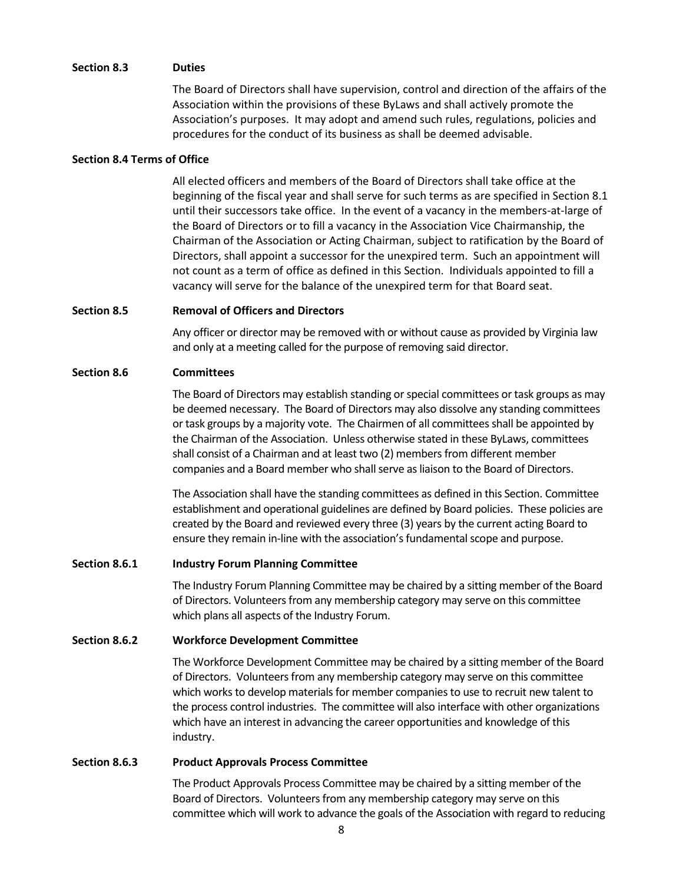**Section 8.3 Duties**

The Board of Directors shall have supervision, control and direction of the affairs of the Association within the provisions of these ByLaws and shall actively promote the Association's purposes. It may adopt and amend such rules, regulations, policies and procedures for the conduct of its business as shall be deemed advisable.

**Section 8.4 Terms of Office**

All elected officers and members of the Board of Directors shall take office at the beginning of the fiscal year and shall serve for such terms as are specified in Section 8.1 until their successors take office. In the event of a vacancy in the members-at-large of the Board of Directors or to fill a vacancy in the Association Vice Chairmanship, the Chairman of the Association or Acting Chairman, subject to ratification by the Board of Directors, shall appoint a successor for the unexpired term. Such an appointment will not count as a term of office as defined in this Section. Individuals appointed to fill a vacancy will serve for the balance of the unexpired term for that Board seat.

**Section 8.5 Removal of Officers and Directors**

Any officer or director may be removed with or without cause as provided by Virginia law and only at a meeting called for the purpose of removing said director.

**Section 8.6 Committees**

The Board of Directors may establish standing or special committees or task groups as may be deemed necessary. The Board of Directors may also dissolve any standing committees or task groups by a majority vote. The Chairmen of all committees shall be appointed by the Chairman of the Association. Unless otherwise stated in these ByLaws, committees shall consist of a Chairman and at least two (2) members from different member companies and a Board member who shall serve as liaison to the Board of Directors.

The Association shall have the standing committees as defined in this Section. Committee establishment and operational guidelines are defined by Board policies. These policies are created by the Board and reviewed every three (3) years by the current acting Board to ensure they remain in-line with the association's fundamental scope and purpose.

**Section 8.6.1 Industry Forum Planning Committee**

The Industry Forum Planning Committee may be chaired by a sitting member of the Board of Directors. Volunteers from any membership category may serve on this committee which plans all aspects of the Industry Forum.

**Section 8.6.2 Workforce Development Committee**

The Workforce Development Committee may be chaired by a sitting member of the Board of Directors. Volunteers from any membership category may serve on this committee which works to develop materials for member companies to use to recruit new talent to the process control industries. The committee will also interface with other organizations which have an interest in advancing the career opportunities and knowledge of this industry.

**Section 8.6.3 Product Approvals Process Committee**

The Product Approvals Process Committee may be chaired by a sitting member of the Board of Directors. Volunteers from any membership category may serve on this committee which will work to advance the goals of the Association with regard to reducing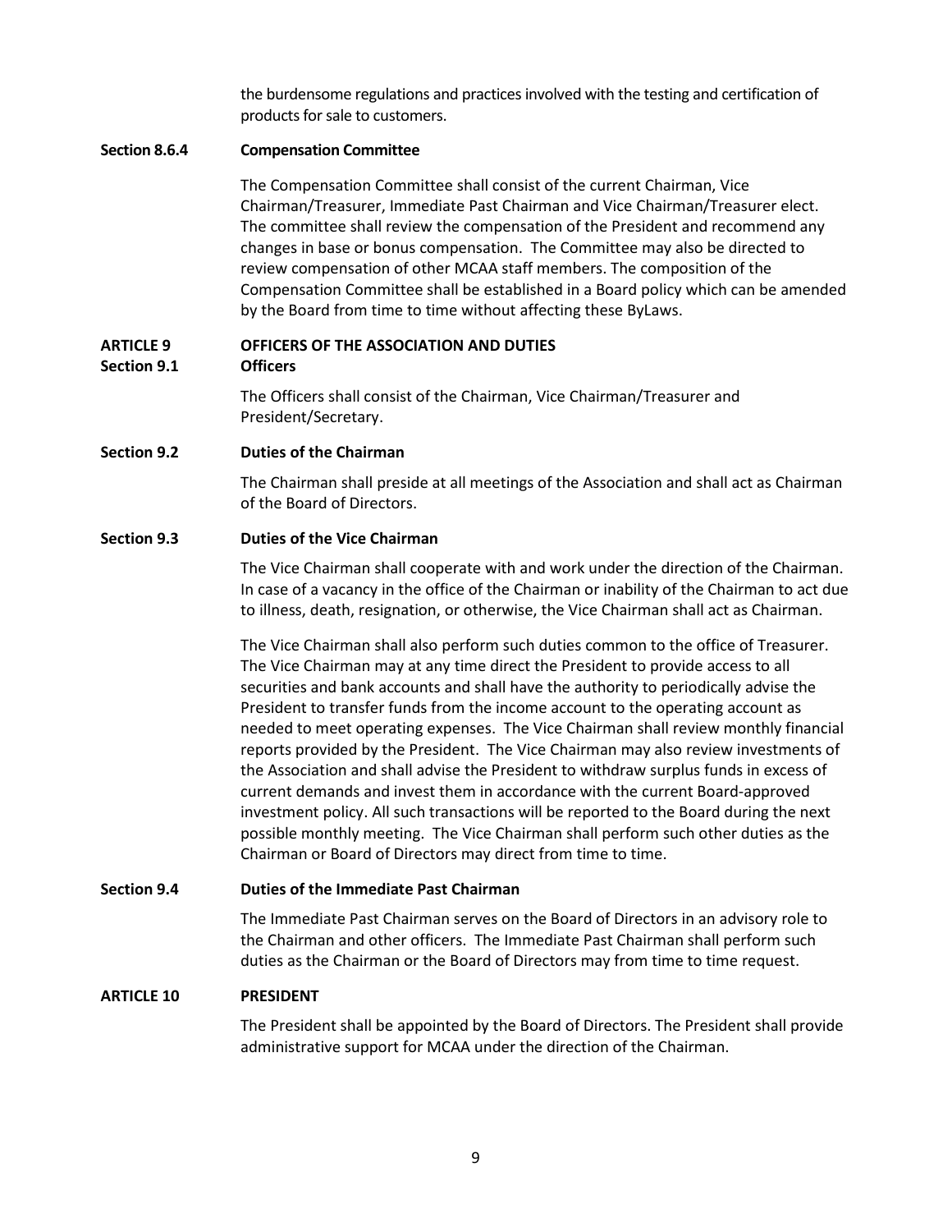the burdensome regulations and practices involved with the testing and certification of products for sale to customers.

### Section 8.6.4 Compensation Committee

The Compensation Committee shall consist of the current Chairman, Vice Chairman/Treasurer, Immediate Past Chairman and Vice Chairman/Treasurer elect. The committee shall review the compensation of the President and recommend any changes in base or bonus compensation. The Committee may also be directed to review compensation of other MCAA staff members. The composition of the Compensation Committee shall be established in a Board policy which can be amended by the Board from time to time without affecting these ByLaws.

## ARTICLE 9 OFFICERS OF THE ASSOCIATION AND DUTIES

### Section 9.1 Officers

The Officers shall consist of the Chairman, Vice Chairman/Treasurer and President/Secretary.

### Section 9.2 Duties of the Chairman

The Chairman shall preside at all meetings of the Association and shall act as Chairman of the Board of Directors.

### Section 9.3 Duties of the Vice Chairman

The Vice Chairman shall cooperate with and work under the direction of the Chairman. In case of a vacancy in the office of the Chairman or inability of the Chairman to act due to illness, death, resignation, or otherwise, the Vice Chairman shall act as Chairman.

The Vice Chairman shall also perform such duties common to the office of Treasurer. The Vice Chairman may at any time direct the President to provide access to all securities and bank accounts and shall have the authority to periodically advise the President to transfer funds from the income account to the operating account as needed to meet operating expenses. The Vice Chairman shall review monthly financial reports provided by the President. The Vice Chairman may also review investments of the Association and shall advise the President to withdraw surplus funds in excess of current demands and invest them in accordance with the current Board-approved investment policy. All such transactions will be reported to the Board during the next possible monthly meeting. The Vice Chairman shall perform such other duties as the Chairman or Board of Directors may direct from time to time.

### Section 9.4 Duties of the Immediate Past Chairman

The Immediate Past Chairman serves on the Board of Directors in an advisory role to the Chairman and other officers. The Immediate Past Chairman shall perform such duties as the Chairman or the Board of Directors may from time to time request.

## ARTICLE 10 PRESIDENT

The President shall be appointed by the Board of Directors. The President shall provide administrative support for MCAA under the direction of the Chairman.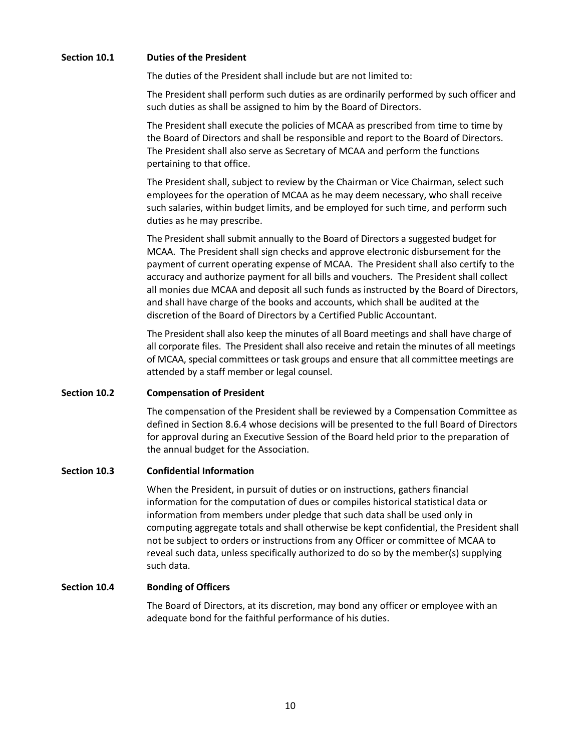### Section 10.1 Duties of the President

The duties of the President shall include but are not limited to:

The President shall perform such duties as are ordinarily performed by such officer and such duties as shall be assigned to him by the Board of Directors.

The President shall execute the policies of MCAA as prescribed from time to time by the Board of Directors and shall be responsible and report to the Board of Directors. The President shall also serve as Secretary of MCAA and perform the functions pertaining to that office.

The President shall, subject to review by the Chairman or Vice Chairman, select such employees for the operation of MCAA as he may deem necessary, who shall receive such salaries, within budget limits, and be employed for such time, and perform such duties as he may prescribe.

The President shall submit annually to the Board of Directors a suggested budget for MCAA. The President shall sign checks and approve electronic disbursement for the payment of current operating expense of MCAA. The President shall also certify to the accuracy and authorize payment for all bills and vouchers. The President shall collect all monies due MCAA and deposit all such funds as instructed by the Board of Directors, and shall have charge of the books and accounts, which shall be audited at the discretion of the Board of Directors by a Certified Public Accountant.

The President shall also keep the minutes of all Board meetings and shall have charge of all corporate files. The President shall also receive and retain the minutes of all meetings of MCAA, special committees or task groups and ensure that all committee meetings are attended by a staff member or legal counsel.

### Section 10.2 Compensation of President

The compensation of the President shall be reviewed by a Compensation Committee as defined in Section 8.6.4 whose decisions will be presented to the full Board of Directors for approval during an Executive Session of the Board held prior to the preparation of the annual budget for the Association.

### Section 10.3 Confidential Information

When the President, in pursuit of duties or on instructions, gathers financial information for the computation of dues or compiles historical statistical data or information from members under pledge that such data shall be used only in computing aggregate totals and shall otherwise be kept confidential, the President shall not be subject to orders or instructions from any Officer or committee of MCAA to reveal such data, unless specifically authorized to do so by the member(s) supplying such data.

### Section 10.4 Bonding of Officers

The Board of Directors, at its discretion, may bond any officer or employee with an adequate bond for the faithful performance of his duties.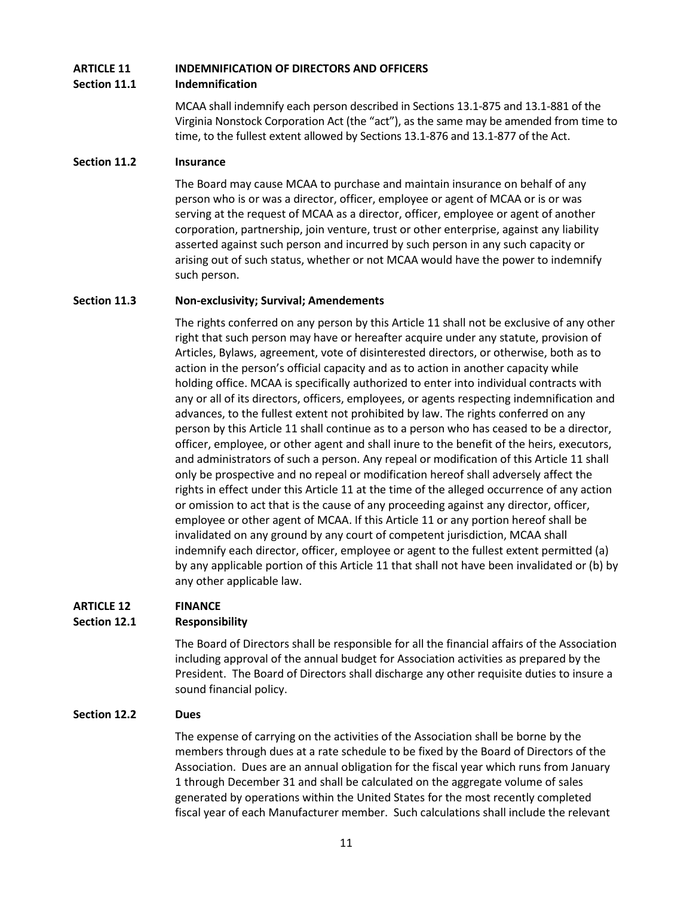## ARTICLE 11 INDEMNIFICATION OF DIRECTORS AND OFFICERS

### Section 11.1 Indemnification

MCAA shall indemnify each person described in Sections 13.1-875 and 13.1-881 of the Virginia Nonstock Corporation Act (the "act"), as the same may be amended from time to time, to the fullest extent allowed by Sections 13.1-876 and 13.1-877 of the Act.

### Section 11.2 Insurance

The Board may cause MCAA to purchase and maintain insurance on behalf of any person who is or was a director, officer, employee or agent of MCAA or is or was serving at the request of MCAA as a director, officer, employee or agent of another corporation, partnership, join venture, trust or other enterprise, against any liability asserted against such person and incurred by such person in any such capacity or arising out of such status, whether or not MCAA would have the power to indemnify such person.

### Section 11.3 Non-exclusivity; Survival; Amendements

The rights conferred on any person by this Article 11 shall not be exclusive of any other right that such person may have or hereafter acquire under any statute, provision of Articles, Bylaws, agreement, vote of disinterested directors, or otherwise, both as to action in the person's official capacity and as to action in another capacity while holding office. MCAA is specifically authorized to enter into individual contracts with any or all of its directors, officers, employees, or agents respecting indemnification and advances, to the fullest extent not prohibited by law. The rights conferred on any person by this Article 11 shall continue as to a person who has ceased to be a director, officer, employee, or other agent and shall inure to the benefit of the heirs, executors, and administrators of such a person. Any repeal or modification of this Article 11 shall only be prospective and no repeal or modification hereof shall adversely affect the rights in effect under this Article 11 at the time of the alleged occurrence of any action or omission to act that is the cause of any proceeding against any director, officer, employee or other agent of MCAA. If this Article 11 or any portion hereof shall be invalidated on any ground by any court of competent jurisdiction, MCAA shall indemnify each director, officer, employee or agent to the fullest extent permitted (a) by any applicable portion of this Article 11 that shall not have been invalidated or (b) by any other applicable law.

## ARTICLE 12 FINANCE

### Section 12.1 Responsibility

The Board of Directors shall be responsible for all the financial affairs of the Association including approval of the annual budget for Association activities as prepared by the President. The Board of Directors shall discharge any other requisite duties to insure a sound financial policy.

### Section 12.2 Dues

The expense of carrying on the activities of the Association shall be borne by the members through dues at a rate schedule to be fixed by the Board of Directors of the Association. Dues are an annual obligation for the fiscal year which runs from January 1 through December 31 and shall be calculated on the aggregate volume of sales generated by operations within the United States for the most recently completed fiscal year of each Manufacturer member. Such calculations shall include the relevant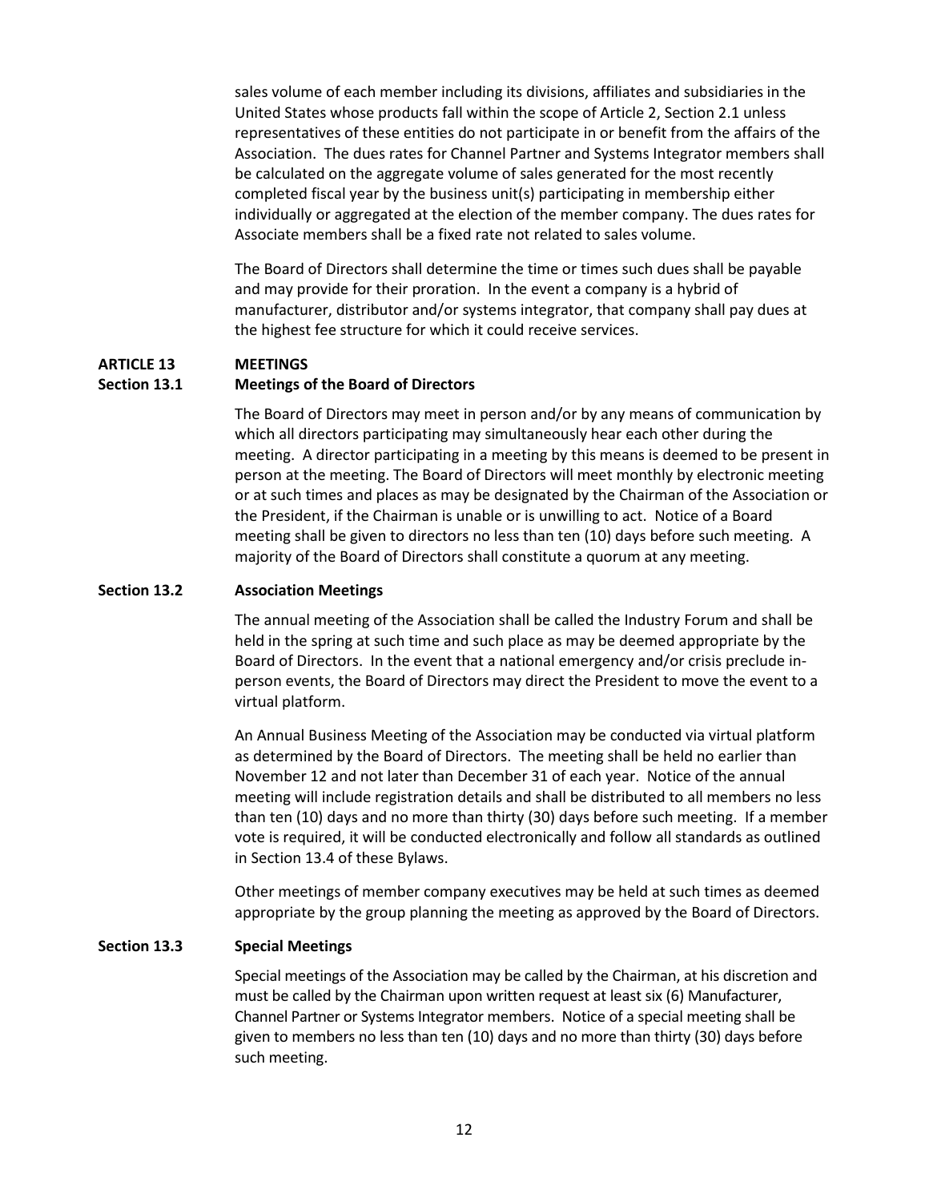sales volume of each member including its divisions, affiliates and subsidiaries in the United States whose products fall within the scope of Article 2, Section 2.1 unless representatives of these entities do not participate in or benefit from the affairs of the Association. The dues rates for Channel Partner and Systems Integrator members shall be calculated on the aggregate volume of sales generated for the most recently completed fiscal year by the business unit(s) participating in membership either individually or aggregated at the election of the member company. The dues rates for Associate members shall be a fixed rate not related to sales volume.

The Board of Directors shall determine the time or times such dues shall be payable and may provide for their proration. In the event a company is a hybrid of manufacturer, distributor and/or systems integrator, that company shall pay dues at the highest fee structure for which it could receive services.

## ARTICLE 13 MEETINGS

### Section 13.1 Meetings of the Board of Directors

The Board of Directors may meet in person and/or by any means of communication by which all directors participating may simultaneously hear each other during the meeting. A director participating in a meeting by this means is deemed to be present in person at the meeting. The Board of Directors will meet monthly by electronic meeting or at such times and places as may be designated by the Chairman of the Association or the President, if the Chairman is unable or is unwilling to act. Notice of a Board meeting shall be given to directors no less than ten (10) days before such meeting. A majority of the Board of Directors shall constitute a quorum at any meeting.

### Section 13.2 Association Meetings

The annual meeting of the Association shall be called the Industry Forum and shall be held in the spring at such time and such place as may be deemed appropriate by the Board of Directors. In the event that a national emergency and/or crisis preclude in-person events, the Board of Directors may direct the President to move the event to a virtual platform.

An Annual Business Meeting of the Association may be conducted via virtual platform as determined by the Board of Directors. The meeting shall be held no earlier than November 12 and not later than December 31 of each year. Notice of the annual meeting will include registration details and shall be distributed to all members no less than ten (10) days and no more than thirty (30) days before such meeting. If a member vote is required, it will be conducted electronically and follow all standards as outlined in Section 13.4 of these Bylaws.

Other meetings of member company executives may be held at such times as deemed appropriate by the group planning the meeting as approved by the Board of Directors.

### Section 13.3 Special Meetings

Special meetings of the Association may be called by the Chairman, at his discretion and must be called by the Chairman upon written request at least six (6) Manufacturer, Channel Partner or Systems Integrator members. Notice of a special meeting shall be given to members no less than ten (10) days and no more than thirty (30) days before such meeting.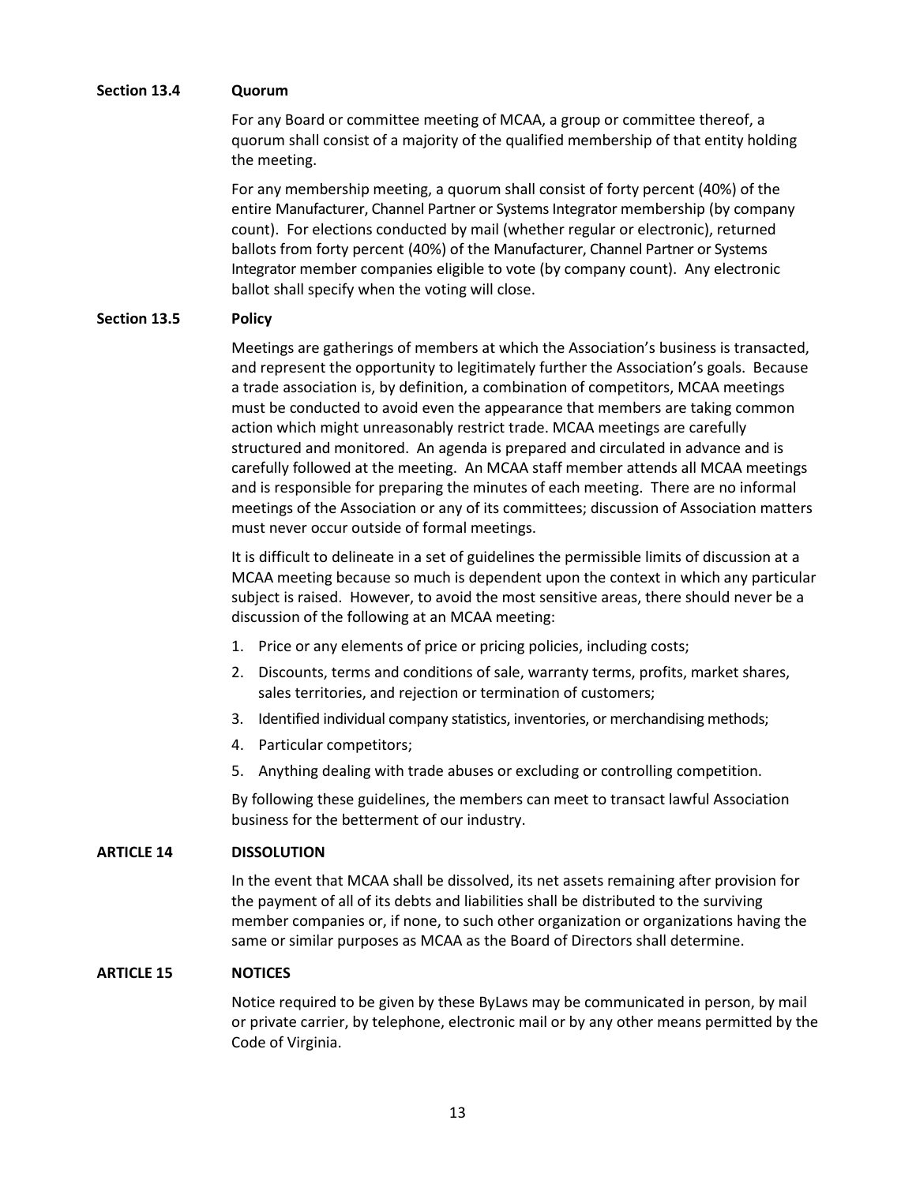### Section 13.4 Quorum

For any Board or committee meeting of MCAA, a group or committee thereof, a quorum shall consist of a majority of the qualified membership of that entity holding the meeting.

For any membership meeting, a quorum shall consist of forty percent (40%) of the entire Manufacturer, Channel Partner or Systems Integrator membership (by company count). For elections conducted by mail (whether regular or electronic), returned ballots from forty percent (40%) of the Manufacturer, Channel Partner or Systems Integrator member companies eligible to vote (by company count). Any electronic ballot shall specify when the voting will close.

### Section 13.5 Policy

Meetings are gatherings of members at which the Association's business is transacted, and represent the opportunity to legitimately further the Association's goals. Because a trade association is, by definition, a combination of competitors, MCAA meetings must be conducted to avoid even the appearance that members are taking common action which might unreasonably restrict trade. MCAA meetings are carefully structured and monitored. An agenda is prepared and circulated in advance and is carefully followed at the meeting. An MCAA staff member attends all MCAA meetings and is responsible for preparing the minutes of each meeting. There are no informal meetings of the Association or any of its committees; discussion of Association matters must never occur outside of formal meetings.

It is difficult to delineate in a set of guidelines the permissible limits of discussion at a MCAA meeting because so much is dependent upon the context in which any particular subject is raised. However, to avoid the most sensitive areas, there should never be a discussion of the following at an MCAA meeting:

1. Price or any elements of price or pricing policies, including costs;
2. Discounts, terms and conditions of sale, warranty terms, profits, market shares, sales territories, and rejection or termination of customers;
3. Identified individual company statistics, inventories, or merchandising methods;
4. Particular competitors;
5. Anything dealing with trade abuses or excluding or controlling competition.

By following these guidelines, the members can meet to transact lawful Association business for the betterment of our industry.

## ARTICLE 14 DISSOLUTION

In the event that MCAA shall be dissolved, its net assets remaining after provision for the payment of all of its debts and liabilities shall be distributed to the surviving member companies or, if none, to such other organization or organizations having the same or similar purposes as MCAA as the Board of Directors shall determine.

## ARTICLE 15 NOTICES

Notice required to be given by these ByLaws may be communicated in person, by mail or private carrier, by telephone, electronic mail or by any other means permitted by the Code of Virginia.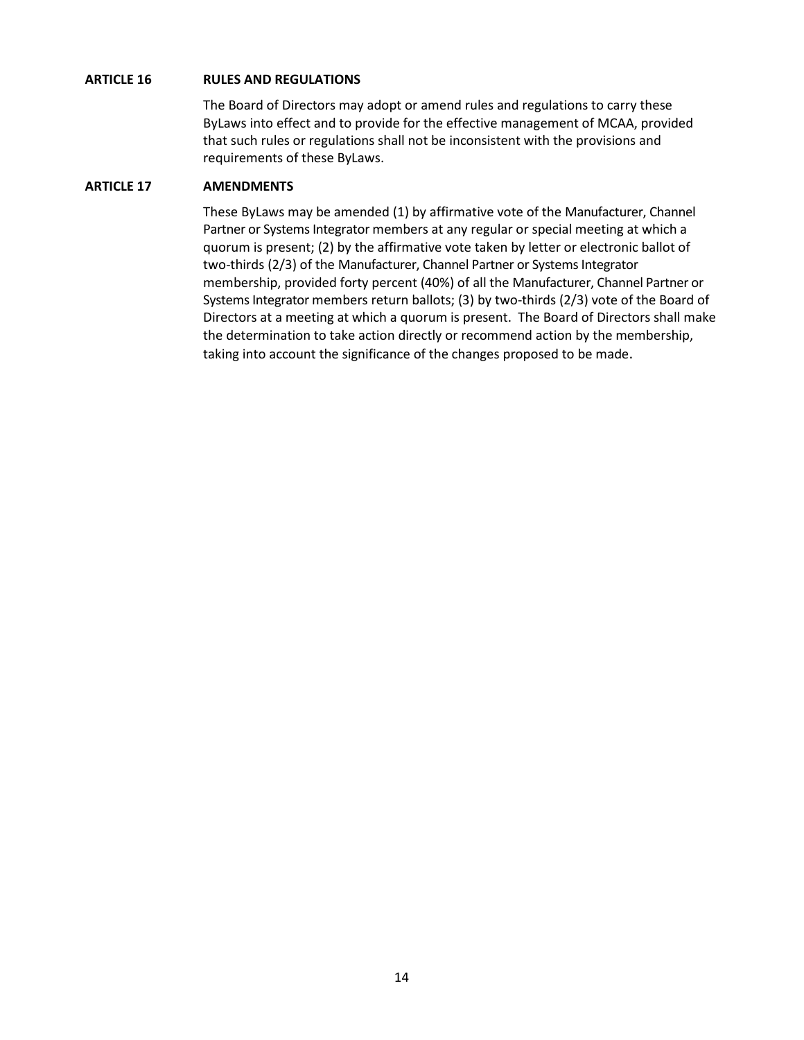## ARTICLE 16 RULES AND REGULATIONS

The Board of Directors may adopt or amend rules and regulations to carry these ByLaws into effect and to provide for the effective management of MCAA, provided that such rules or regulations shall not be inconsistent with the provisions and requirements of these ByLaws.

## ARTICLE 17 AMENDMENTS

These ByLaws may be amended (1) by affirmative vote of the Manufacturer, Channel Partner or Systems Integrator members at any regular or special meeting at which a quorum is present; (2) by the affirmative vote taken by letter or electronic ballot of two-thirds (2/3) of the Manufacturer, Channel Partner or Systems Integrator membership, provided forty percent (40%) of all the Manufacturer, Channel Partner or Systems Integrator members return ballots; (3) by two-thirds (2/3) vote of the Board of Directors at a meeting at which a quorum is present. The Board of Directors shall make the determination to take action directly or recommend action by the membership, taking into account the significance of the changes proposed to be made.